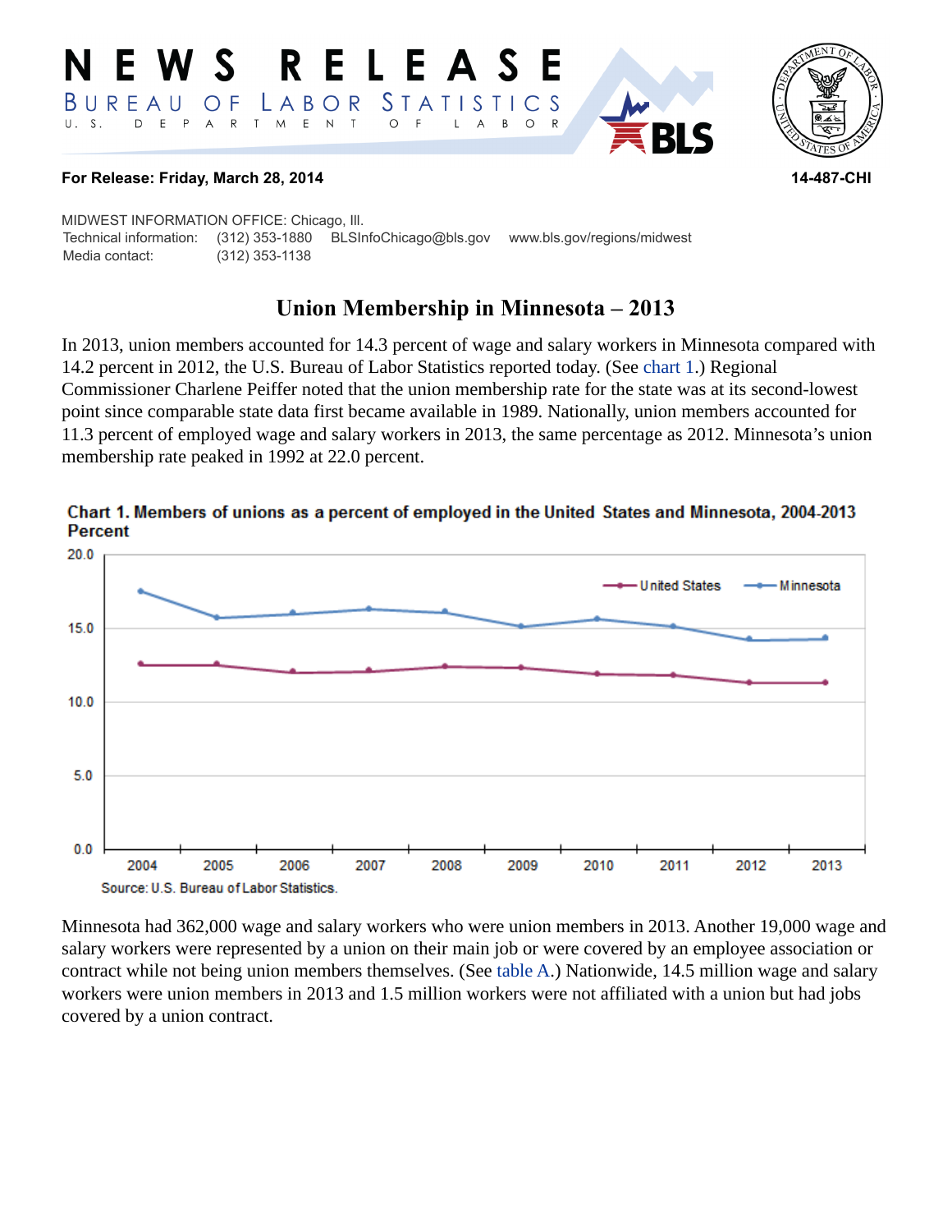# NEWS RELEASE

**BUREAU OF LABOR STATISTICS**
U. S. DEPARTMENT OF LABOR

**For Release: Friday, March 28, 2014** **14-487-CHI**

MIDWEST INFORMATION OFFICE: Chicago, Ill.
Technical information: (312) 353-1880 BLSInfoChicago@bls.gov www.bls.gov/regions/midwest
Media contact: (312) 353-1138

## Union Membership in Minnesota – 2013

In 2013, union members accounted for 14.3 percent of wage and salary workers in Minnesota compared with 14.2 percent in 2012, the U.S. Bureau of Labor Statistics reported today. (See chart 1.) Regional Commissioner Charlene Peiffer noted that the union membership rate for the state was at its second-lowest point since comparable state data first became available in 1989. Nationally, union members accounted for 11.3 percent of employed wage and salary workers in 2013, the same percentage as 2012. Minnesota's union membership rate peaked in 1992 at 22.0 percent.

**Chart 1. Members of unions as a percent of employed in the United States and Minnesota, 2004-2013**

Source: U.S. Bureau of Labor Statistics.

Minnesota had 362,000 wage and salary workers who were union members in 2013. Another 19,000 wage and salary workers were represented by a union on their main job or were covered by an employee association or contract while not being union members themselves. (See table A.) Nationwide, 14.5 million wage and salary workers were union members in 2013 and 1.5 million workers were not affiliated with a union but had jobs covered by a union contract.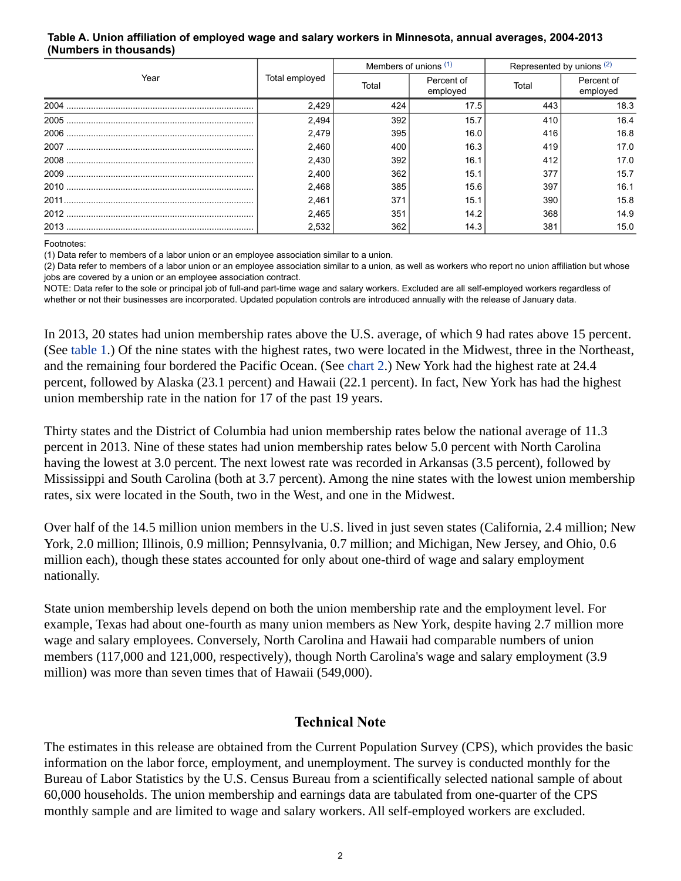**Table A. Union affiliation of employed wage and salary workers in Minnesota, annual averages, 2004-2013 (Numbers in thousands)**

| Year | Total employed | Members of unions (1) | | Represented by unions (2) | |
|---|---|---|---|---|---|
| | | Total | Percent of employed | Total | Percent of employed |
| 2004 | 2,429 | 424 | 17.5 | 443 | 18.3 |
| 2005 | 2,494 | 392 | 15.7 | 410 | 16.4 |
| 2006 | 2,479 | 395 | 16.0 | 416 | 16.8 |
| 2007 | 2,460 | 400 | 16.3 | 419 | 17.0 |
| 2008 | 2,430 | 392 | 16.1 | 412 | 17.0 |
| 2009 | 2,400 | 362 | 15.1 | 377 | 15.7 |
| 2010 | 2,468 | 385 | 15.6 | 397 | 16.1 |
| 2011 | 2,461 | 371 | 15.1 | 390 | 15.8 |
| 2012 | 2,465 | 351 | 14.2 | 368 | 14.9 |
| 2013 | 2,532 | 362 | 14.3 | 381 | 15.0 |

Footnotes:
(1) Data refer to members of a labor union or an employee association similar to a union.
(2) Data refer to members of a labor union or an employee association similar to a union, as well as workers who report no union affiliation but whose jobs are covered by a union or an employee association contract.
NOTE: Data refer to the sole or principal job of full-and part-time wage and salary workers. Excluded are all self-employed workers regardless of whether or not their businesses are incorporated. Updated population controls are introduced annually with the release of January data.

In 2013, 20 states had union membership rates above the U.S. average, of which 9 had rates above 15 percent. (See table 1.) Of the nine states with the highest rates, two were located in the Midwest, three in the Northeast, and the remaining four bordered the Pacific Ocean. (See chart 2.) New York had the highest rate at 24.4 percent, followed by Alaska (23.1 percent) and Hawaii (22.1 percent). In fact, New York has had the highest union membership rate in the nation for 17 of the past 19 years.

Thirty states and the District of Columbia had union membership rates below the national average of 11.3 percent in 2013. Nine of these states had union membership rates below 5.0 percent with North Carolina having the lowest at 3.0 percent. The next lowest rate was recorded in Arkansas (3.5 percent), followed by Mississippi and South Carolina (both at 3.7 percent). Among the nine states with the lowest union membership rates, six were located in the South, two in the West, and one in the Midwest.

Over half of the 14.5 million union members in the U.S. lived in just seven states (California, 2.4 million; New York, 2.0 million; Illinois, 0.9 million; Pennsylvania, 0.7 million; and Michigan, New Jersey, and Ohio, 0.6 million each), though these states accounted for only about one-third of wage and salary employment nationally.

State union membership levels depend on both the union membership rate and the employment level. For example, Texas had about one-fourth as many union members as New York, despite having 2.7 million more wage and salary employees. Conversely, North Carolina and Hawaii had comparable numbers of union members (117,000 and 121,000, respectively), though North Carolina's wage and salary employment (3.9 million) was more than seven times that of Hawaii (549,000).

## Technical Note

The estimates in this release are obtained from the Current Population Survey (CPS), which provides the basic information on the labor force, employment, and unemployment. The survey is conducted monthly for the Bureau of Labor Statistics by the U.S. Census Bureau from a scientifically selected national sample of about 60,000 households. The union membership and earnings data are tabulated from one-quarter of the CPS monthly sample and are limited to wage and salary workers. All self-employed workers are excluded.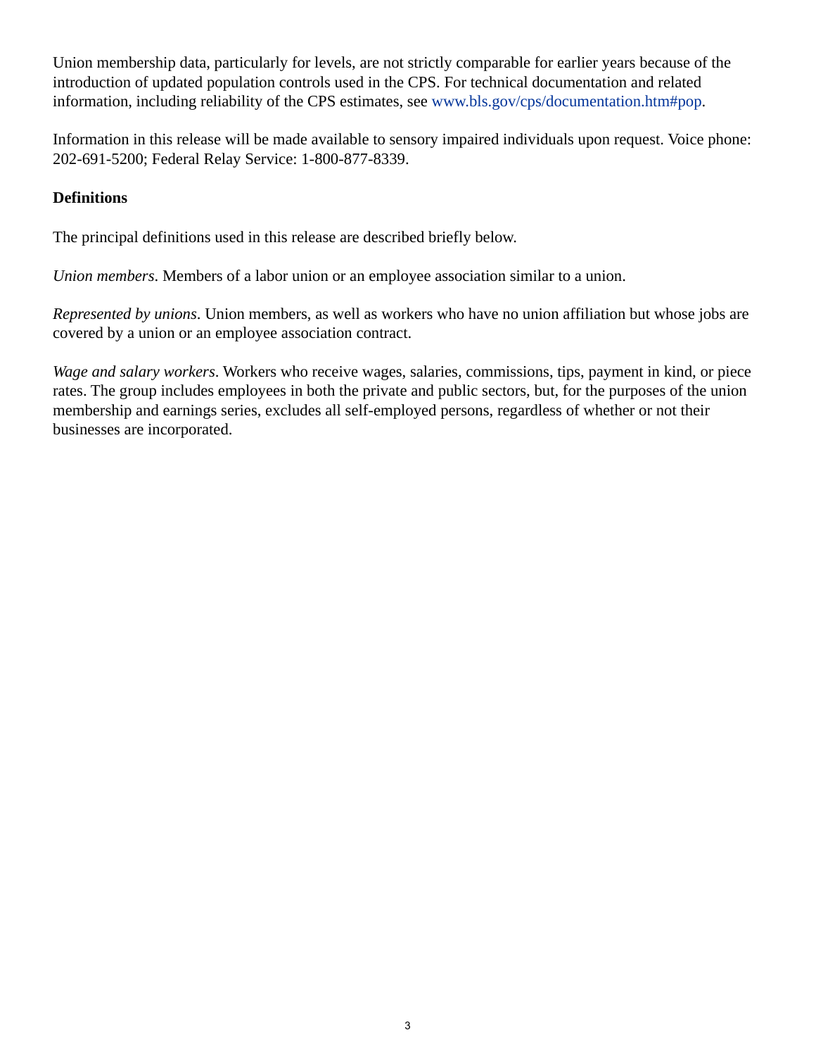Union membership data, particularly for levels, are not strictly comparable for earlier years because of the introduction of updated population controls used in the CPS. For technical documentation and related information, including reliability of the CPS estimates, see www.bls.gov/cps/documentation.htm#pop.

Information in this release will be made available to sensory impaired individuals upon request. Voice phone: 202-691-5200; Federal Relay Service: 1-800-877-8339.

**Definitions**

The principal definitions used in this release are described briefly below.

*Union members*. Members of a labor union or an employee association similar to a union.

*Represented by unions*. Union members, as well as workers who have no union affiliation but whose jobs are covered by a union or an employee association contract.

*Wage and salary workers*. Workers who receive wages, salaries, commissions, tips, payment in kind, or piece rates. The group includes employees in both the private and public sectors, but, for the purposes of the union membership and earnings series, excludes all self-employed persons, regardless of whether or not their businesses are incorporated.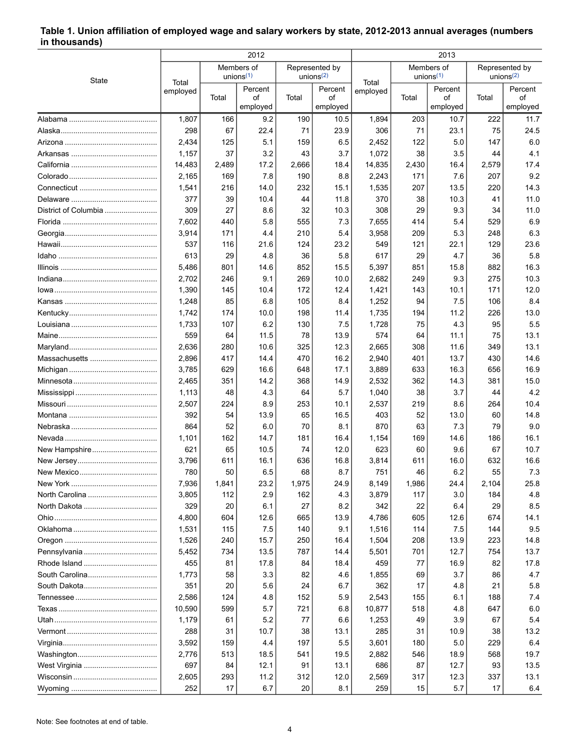**Table 1. Union affiliation of employed wage and salary workers by state, 2012-2013 annual averages (numbers in thousands)**

| State | 2012 | | | | | 2013 | | | | |
|---|---|---|---|---|---|---|---|---|---|---|
| | Total employed | Members of unions(1) | | Represented by unions(2) | | Total employed | Members of unions(1) | | Represented by unions(2) | |
| | | Total | Percent of employed | Total | Percent of employed | | Total | Percent of employed | Total | Percent of employed |
| Alabama | 1,807 | 166 | 9.2 | 190 | 10.5 | 1,894 | 203 | 10.7 | 222 | 11.7 |
| Alaska | 298 | 67 | 22.4 | 71 | 23.9 | 306 | 71 | 23.1 | 75 | 24.5 |
| Arizona | 2,434 | 125 | 5.1 | 159 | 6.5 | 2,452 | 122 | 5.0 | 147 | 6.0 |
| Arkansas | 1,157 | 37 | 3.2 | 43 | 3.7 | 1,072 | 38 | 3.5 | 44 | 4.1 |
| California | 14,483 | 2,489 | 17.2 | 2,666 | 18.4 | 14,835 | 2,430 | 16.4 | 2,579 | 17.4 |
| Colorado | 2,165 | 169 | 7.8 | 190 | 8.8 | 2,243 | 171 | 7.6 | 207 | 9.2 |
| Connecticut | 1,541 | 216 | 14.0 | 232 | 15.1 | 1,535 | 207 | 13.5 | 220 | 14.3 |
| Delaware | 377 | 39 | 10.4 | 44 | 11.8 | 370 | 38 | 10.3 | 41 | 11.0 |
| District of Columbia | 309 | 27 | 8.6 | 32 | 10.3 | 308 | 29 | 9.3 | 34 | 11.0 |
| Florida | 7,602 | 440 | 5.8 | 555 | 7.3 | 7,655 | 414 | 5.4 | 529 | 6.9 |
| Georgia | 3,914 | 171 | 4.4 | 210 | 5.4 | 3,958 | 209 | 5.3 | 248 | 6.3 |
| Hawaii | 537 | 116 | 21.6 | 124 | 23.2 | 549 | 121 | 22.1 | 129 | 23.6 |
| Idaho | 613 | 29 | 4.8 | 36 | 5.8 | 617 | 29 | 4.7 | 36 | 5.8 |
| Illinois | 5,486 | 801 | 14.6 | 852 | 15.5 | 5,397 | 851 | 15.8 | 882 | 16.3 |
| Indiana | 2,702 | 246 | 9.1 | 269 | 10.0 | 2,682 | 249 | 9.3 | 275 | 10.3 |
| Iowa | 1,390 | 145 | 10.4 | 172 | 12.4 | 1,421 | 143 | 10.1 | 171 | 12.0 |
| Kansas | 1,248 | 85 | 6.8 | 105 | 8.4 | 1,252 | 94 | 7.5 | 106 | 8.4 |
| Kentucky | 1,742 | 174 | 10.0 | 198 | 11.4 | 1,735 | 194 | 11.2 | 226 | 13.0 |
| Louisiana | 1,733 | 107 | 6.2 | 130 | 7.5 | 1,728 | 75 | 4.3 | 95 | 5.5 |
| Maine | 559 | 64 | 11.5 | 78 | 13.9 | 574 | 64 | 11.1 | 75 | 13.1 |
| Maryland | 2,636 | 280 | 10.6 | 325 | 12.3 | 2,665 | 308 | 11.6 | 349 | 13.1 |
| Massachusetts | 2,896 | 417 | 14.4 | 470 | 16.2 | 2,940 | 401 | 13.7 | 430 | 14.6 |
| Michigan | 3,785 | 629 | 16.6 | 648 | 17.1 | 3,889 | 633 | 16.3 | 656 | 16.9 |
| Minnesota | 2,465 | 351 | 14.2 | 368 | 14.9 | 2,532 | 362 | 14.3 | 381 | 15.0 |
| Mississippi | 1,113 | 48 | 4.3 | 64 | 5.7 | 1,040 | 38 | 3.7 | 44 | 4.2 |
| Missouri | 2,507 | 224 | 8.9 | 253 | 10.1 | 2,537 | 219 | 8.6 | 264 | 10.4 |
| Montana | 392 | 54 | 13.9 | 65 | 16.5 | 403 | 52 | 13.0 | 60 | 14.8 |
| Nebraska | 864 | 52 | 6.0 | 70 | 8.1 | 870 | 63 | 7.3 | 79 | 9.0 |
| Nevada | 1,101 | 162 | 14.7 | 181 | 16.4 | 1,154 | 169 | 14.6 | 186 | 16.1 |
| New Hampshire | 621 | 65 | 10.5 | 74 | 12.0 | 623 | 60 | 9.6 | 67 | 10.7 |
| New Jersey | 3,796 | 611 | 16.1 | 636 | 16.8 | 3,814 | 611 | 16.0 | 632 | 16.6 |
| New Mexico | 780 | 50 | 6.5 | 68 | 8.7 | 751 | 46 | 6.2 | 55 | 7.3 |
| New York | 7,936 | 1,841 | 23.2 | 1,975 | 24.9 | 8,149 | 1,986 | 24.4 | 2,104 | 25.8 |
| North Carolina | 3,805 | 112 | 2.9 | 162 | 4.3 | 3,879 | 117 | 3.0 | 184 | 4.8 |
| North Dakota | 329 | 20 | 6.1 | 27 | 8.2 | 342 | 22 | 6.4 | 29 | 8.5 |
| Ohio | 4,800 | 604 | 12.6 | 665 | 13.9 | 4,786 | 605 | 12.6 | 674 | 14.1 |
| Oklahoma | 1,531 | 115 | 7.5 | 140 | 9.1 | 1,516 | 114 | 7.5 | 144 | 9.5 |
| Oregon | 1,526 | 240 | 15.7 | 250 | 16.4 | 1,504 | 208 | 13.9 | 223 | 14.8 |
| Pennsylvania | 5,452 | 734 | 13.5 | 787 | 14.4 | 5,501 | 701 | 12.7 | 754 | 13.7 |
| Rhode Island | 455 | 81 | 17.8 | 84 | 18.4 | 459 | 77 | 16.9 | 82 | 17.8 |
| South Carolina | 1,773 | 58 | 3.3 | 82 | 4.6 | 1,855 | 69 | 3.7 | 86 | 4.7 |
| South Dakota | 351 | 20 | 5.6 | 24 | 6.7 | 362 | 17 | 4.8 | 21 | 5.8 |
| Tennessee | 2,586 | 124 | 4.8 | 152 | 5.9 | 2,543 | 155 | 6.1 | 188 | 7.4 |
| Texas | 10,590 | 599 | 5.7 | 721 | 6.8 | 10,877 | 518 | 4.8 | 647 | 6.0 |
| Utah | 1,179 | 61 | 5.2 | 77 | 6.6 | 1,253 | 49 | 3.9 | 67 | 5.4 |
| Vermont | 288 | 31 | 10.7 | 38 | 13.1 | 285 | 31 | 10.9 | 38 | 13.2 |
| Virginia | 3,592 | 159 | 4.4 | 197 | 5.5 | 3,601 | 180 | 5.0 | 229 | 6.4 |
| Washington | 2,776 | 513 | 18.5 | 541 | 19.5 | 2,882 | 546 | 18.9 | 568 | 19.7 |
| West Virginia | 697 | 84 | 12.1 | 91 | 13.1 | 686 | 87 | 12.7 | 93 | 13.5 |
| Wisconsin | 2,605 | 293 | 11.2 | 312 | 12.0 | 2,569 | 317 | 12.3 | 337 | 13.1 |
| Wyoming | 252 | 17 | 6.7 | 20 | 8.1 | 259 | 15 | 5.7 | 17 | 6.4 |

Note: See footnotes at end of table.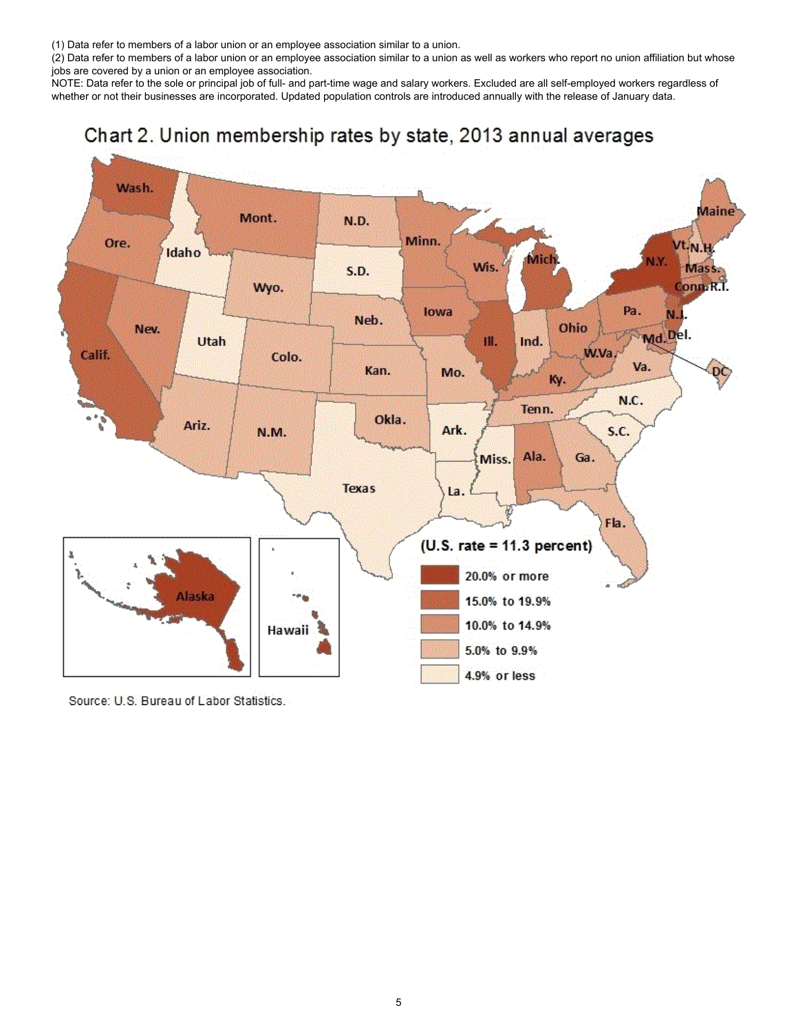(1) Data refer to members of a labor union or an employee association similar to a union.
(2) Data refer to members of a labor union or an employee association similar to a union as well as workers who report no union affiliation but whose jobs are covered by a union or an employee association.
NOTE: Data refer to the sole or principal job of full- and part-time wage and salary workers. Excluded are all self-employed workers regardless of whether or not their businesses are incorporated. Updated population controls are introduced annually with the release of January data.

## Chart 2. Union membership rates by state, 2013 annual averages

Wash.
Mont.
N.D.
Minn.
Maine
Ore.
Idaho
S.D.
Wis.
Mich.
Vt.
N.H.
N.Y.
Mass.
Conn.
R.I.
Wyo.
Iowa
Pa.
N.J.
Nev.
Neb.
Ohio
Md.
Del.
Utah
Ill.
Ind.
Calif.
Colo.
W.Va.
Va.
DC
Kan.
Mo.
Ky.
N.C.
Tenn.
Okla.
Ariz.
N.M.
Ark.
S.C.
Miss.
Ala.
Ga.
Texas
La.
Fla.
Alaska
Hawaii

(U.S. rate = 11.3 percent)

20.0% or more
15.0% to 19.9%
10.0% to 14.9%
5.0% to 9.9%
4.9% or less

Source: U.S. Bureau of Labor Statistics.